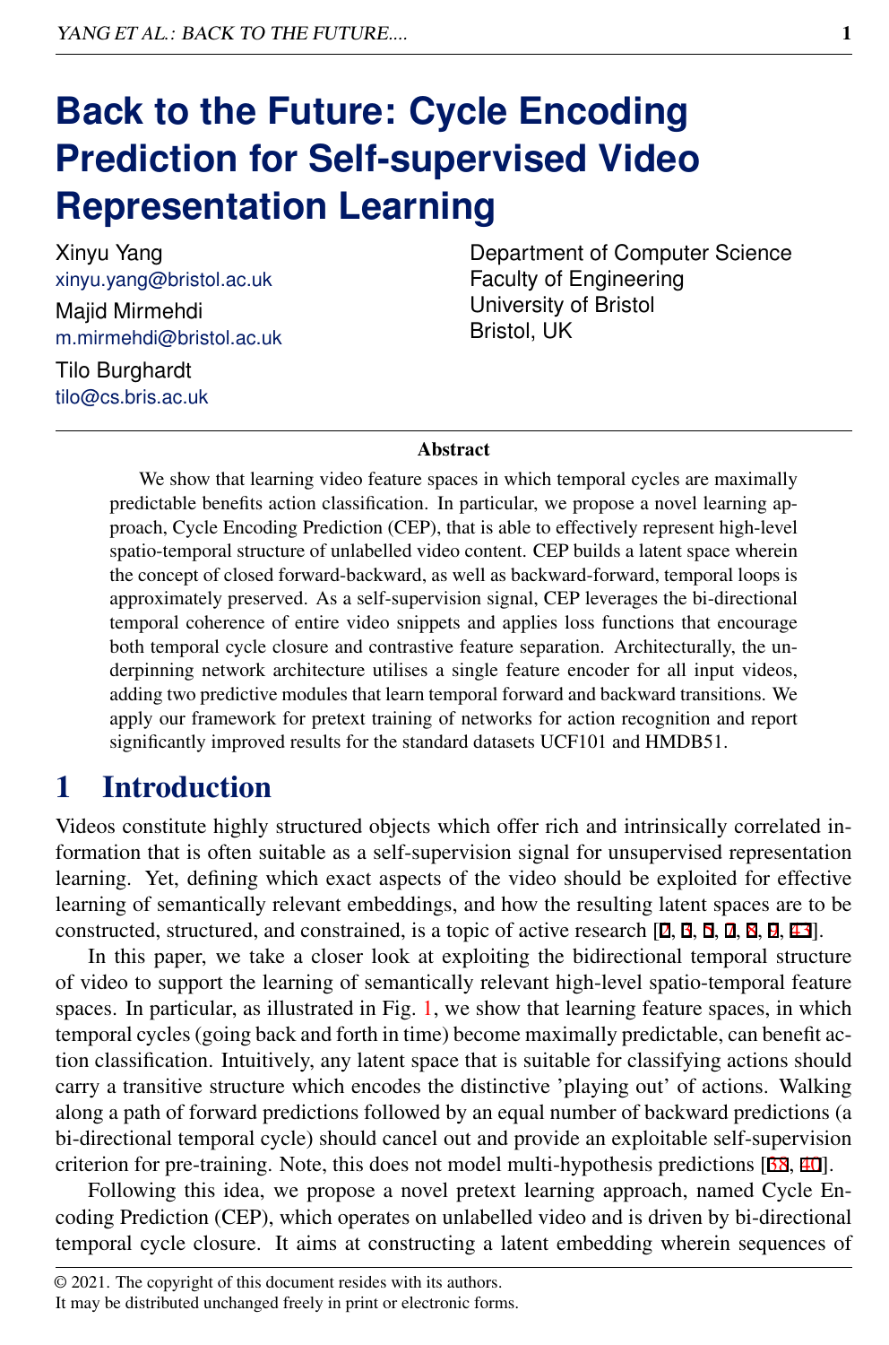# Back to the Future: Cycle Encoding Prediction for Self-supervised Video Representation Learning

Xinyu Yang
xinyu.yang@bristol.ac.uk

Majid Mirmehdi
m.mirmehdi@bristol.ac.uk

Tilo Burghardt
tilo@cs.bris.ac.uk

Department of Computer Science
Faculty of Engineering
University of Bristol
Bristol, UK

## Abstract

We show that learning video feature spaces in which temporal cycles are maximally predictable benefits action classification. In particular, we propose a novel learning approach, Cycle Encoding Prediction (CEP), that is able to effectively represent high-level spatio-temporal structure of unlabelled video content. CEP builds a latent space wherein the concept of closed forward-backward, as well as backward-forward, temporal loops is approximately preserved. As a self-supervision signal, CEP leverages the bi-directional temporal coherence of entire video snippets and applies loss functions that encourage both temporal cycle closure and contrastive feature separation. Architecturally, the underpinning network architecture utilises a single feature encoder for all input videos, adding two predictive modules that learn temporal forward and backward transitions. We apply our framework for pretext training of networks for action recognition and report significantly improved results for the standard datasets UCF101 and HMDB51.

## 1 Introduction

Videos constitute highly structured objects which offer rich and intrinsically correlated information that is often suitable as a self-supervision signal for unsupervised representation learning. Yet, defining which exact aspects of the video should be exploited for effective learning of semantically relevant embeddings, and how the resulting latent spaces are to be constructed, structured, and constrained, is a topic of active research [2, 3, 5, 7, 8, 9, 43].

In this paper, we take a closer look at exploiting the bidirectional temporal structure of video to support the learning of semantically relevant high-level spatio-temporal feature spaces. In particular, as illustrated in Fig. 1, we show that learning feature spaces, in which temporal cycles (going back and forth in time) become maximally predictable, can benefit action classification. Intuitively, any latent space that is suitable for classifying actions should carry a transitive structure which encodes the distinctive 'playing out' of actions. Walking along a path of forward predictions followed by an equal number of backward predictions (a bi-directional temporal cycle) should cancel out and provide an exploitable self-supervision criterion for pre-training. Note, this does not model multi-hypothesis predictions [38, 40].

Following this idea, we propose a novel pretext learning approach, named Cycle Encoding Prediction (CEP), which operates on unlabelled video and is driven by bi-directional temporal cycle closure. It aims at constructing a latent embedding wherein sequences of

© 2021. The copyright of this document resides with its authors.
It may be distributed unchanged freely in print or electronic forms.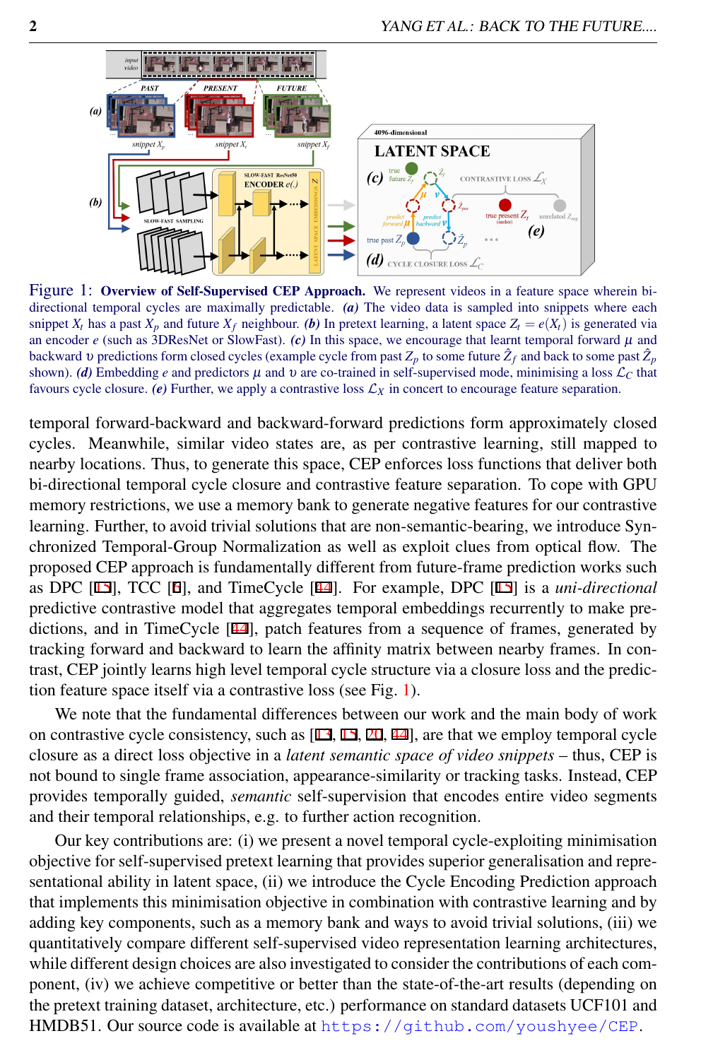Figure 1: **Overview of Self-Supervised CEP Approach.** We represent videos in a feature space wherein bi-directional temporal cycles are maximally predictable. ***(a)*** The video data is sampled into snippets where each snippet $X_t$ has a past $X_p$ and future $X_f$ neighbour. ***(b)*** In pretext learning, a latent space $Z_t = e(X_t)$ is generated via an encoder $e$ (such as 3DResNet or SlowFast). ***(c)*** In this space, we encourage that learnt temporal forward $\mu$ and backward $\upsilon$ predictions form closed cycles (example cycle from past $Z_p$ to some future $\hat{Z}_f$ and back to some past $\hat{Z}_p$ shown). ***(d)*** Embedding $e$ and predictors $\mu$ and $\upsilon$ are co-trained in self-supervised mode, minimising a loss $\mathcal{L}_C$ that favours cycle closure. ***(e)*** Further, we apply a contrastive loss $\mathcal{L}_X$ in concert to encourage feature separation.

temporal forward-backward and backward-forward predictions form approximately closed cycles. Meanwhile, similar video states are, as per contrastive learning, still mapped to nearby locations. Thus, to generate this space, CEP enforces loss functions that deliver both bi-directional temporal cycle closure and contrastive feature separation. To cope with GPU memory restrictions, we use a memory bank to generate negative features for our contrastive learning. Further, to avoid trivial solutions that are non-semantic-bearing, we introduce Synchronized Temporal-Group Normalization as well as exploit clues from optical flow. The proposed CEP approach is fundamentally different from future-frame prediction works such as DPC [15], TCC [6], and TimeCycle [44]. For example, DPC [15] is a *uni-directional* predictive contrastive model that aggregates temporal embeddings recurrently to make predictions, and in TimeCycle [44], patch features from a sequence of frames, generated by tracking forward and backward to learn the affinity matrix between nearby frames. In contrast, CEP jointly learns high level temporal cycle structure via a closure loss and the prediction feature space itself via a contrastive loss (see Fig. 1).

We note that the fundamental differences between our work and the main body of work on contrastive cycle consistency, such as [13, 15, 20, 44], are that we employ temporal cycle closure as a direct loss objective in a *latent semantic space of video snippets* – thus, CEP is not bound to single frame association, appearance-similarity or tracking tasks. Instead, CEP provides temporally guided, *semantic* self-supervision that encodes entire video segments and their temporal relationships, e.g. to further action recognition.

Our key contributions are: (i) we present a novel temporal cycle-exploiting minimisation objective for self-supervised pretext learning that provides superior generalisation and representational ability in latent space, (ii) we introduce the Cycle Encoding Prediction approach that implements this minimisation objective in combination with contrastive learning and by adding key components, such as a memory bank and ways to avoid trivial solutions, (iii) we quantitatively compare different self-supervised video representation learning architectures, while different design choices are also investigated to consider the contributions of each component, (iv) we achieve competitive or better than the state-of-the-art results (depending on the pretext training dataset, architecture, etc.) performance on standard datasets UCF101 and HMDB51. Our source code is available at https://github.com/youshyee/CEP.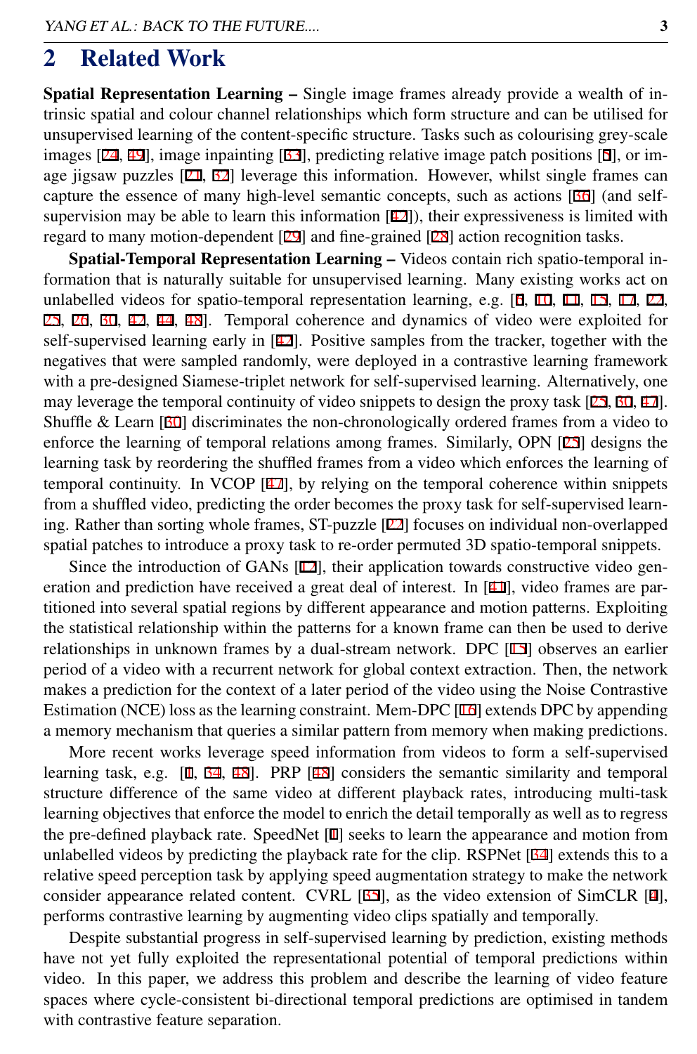## 2 Related Work

**Spatial Representation Learning –** Single image frames already provide a wealth of intrinsic spatial and colour channel relationships which form structure and can be utilised for unsupervised learning of the content-specific structure. Tasks such as colourising grey-scale images [24, 49], image inpainting [33], predicting relative image patch positions [5], or image jigsaw puzzles [21, 32] leverage this information. However, whilst single frames can capture the essence of many high-level semantic concepts, such as actions [36] (and self-supervision may be able to learn this information [42]), their expressiveness is limited with regard to many motion-dependent [29] and fine-grained [28] action recognition tasks.

**Spatial-Temporal Representation Learning –** Videos contain rich spatio-temporal information that is naturally suitable for unsupervised learning. Many existing works act on unlabelled videos for spatio-temporal representation learning, e.g. [6, 10, 11, 15, 17, 22, 25, 26, 30, 42, 44, 48]. Temporal coherence and dynamics of video were exploited for self-supervised learning early in [42]. Positive samples from the tracker, together with the negatives that were sampled randomly, were deployed in a contrastive learning framework with a pre-designed Siamese-triplet network for self-supervised learning. Alternatively, one may leverage the temporal continuity of video snippets to design the proxy task [25, 30, 47]. Shuffle & Learn [30] discriminates the non-chronologically ordered frames from a video to enforce the learning of temporal relations among frames. Similarly, OPN [25] designs the learning task by reordering the shuffled frames from a video which enforces the learning of temporal continuity. In VCOP [47], by relying on the temporal coherence within snippets from a shuffled video, predicting the order becomes the proxy task for self-supervised learning. Rather than sorting whole frames, ST-puzzle [22] focuses on individual non-overlapped spatial patches to introduce a proxy task to re-order permuted 3D spatio-temporal snippets.

Since the introduction of GANs [12], their application towards constructive video generation and prediction have received a great deal of interest. In [41], video frames are partitioned into several spatial regions by different appearance and motion patterns. Exploiting the statistical relationship within the patterns for a known frame can then be used to derive relationships in unknown frames by a dual-stream network. DPC [15] observes an earlier period of a video with a recurrent network for global context extraction. Then, the network makes a prediction for the context of a later period of the video using the Noise Contrastive Estimation (NCE) loss as the learning constraint. Mem-DPC [16] extends DPC by appending a memory mechanism that queries a similar pattern from memory when making predictions.

More recent works leverage speed information from videos to form a self-supervised learning task, e.g. [1, 34, 48]. PRP [48] considers the semantic similarity and temporal structure difference of the same video at different playback rates, introducing multi-task learning objectives that enforce the model to enrich the detail temporally as well as to regress the pre-defined playback rate. SpeedNet [1] seeks to learn the appearance and motion from unlabelled videos by predicting the playback rate for the clip. RSPNet [34] extends this to a relative speed perception task by applying speed augmentation strategy to make the network consider appearance related content. CVRL [35], as the video extension of SimCLR [4], performs contrastive learning by augmenting video clips spatially and temporally.

Despite substantial progress in self-supervised learning by prediction, existing methods have not yet fully exploited the representational potential of temporal predictions within video. In this paper, we address this problem and describe the learning of video feature spaces where cycle-consistent bi-directional temporal predictions are optimised in tandem with contrastive feature separation.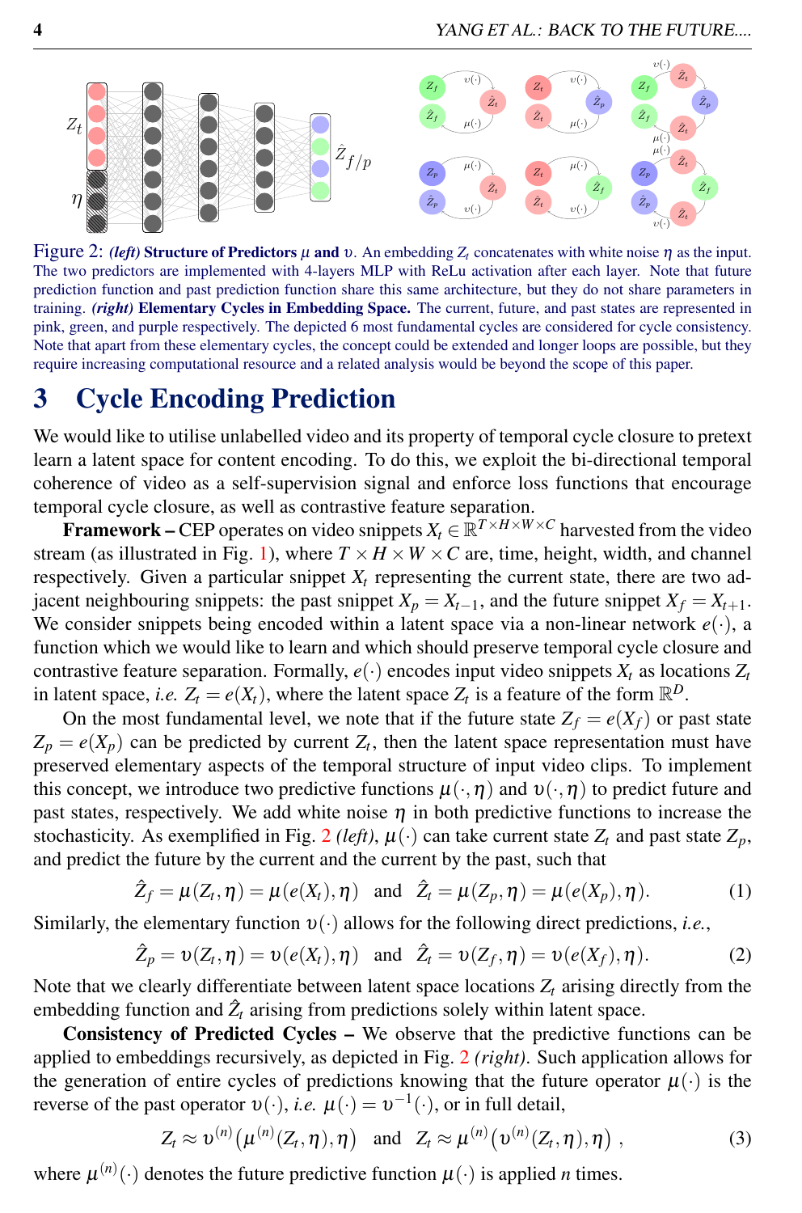Figure 2: ***(left)* Structure of Predictors $\mu$ and $\upsilon$.** An embedding $Z_t$ concatenates with white noise $\eta$ as the input. The two predictors are implemented with 4-layers MLP with ReLu activation after each layer. Note that future prediction function and past prediction function share this same architecture, but they do not share parameters in training. ***(right)* Elementary Cycles in Embedding Space.** The current, future, and past states are represented in pink, green, and purple respectively. The depicted 6 most fundamental cycles are considered for cycle consistency. Note that apart from these elementary cycles, the concept could be extended and longer loops are possible, but they require increasing computational resource and a related analysis would be beyond the scope of this paper.

# 3 Cycle Encoding Prediction

We would like to utilise unlabelled video and its property of temporal cycle closure to pretext learn a latent space for content encoding. To do this, we exploit the bi-directional temporal coherence of video as a self-supervision signal and enforce loss functions that encourage temporal cycle closure, as well as contrastive feature separation.

**Framework –** CEP operates on video snippets $X_t \in \mathbb{R}^{T \times H \times W \times C}$ harvested from the video stream (as illustrated in Fig. 1), where $T \times H \times W \times C$ are, time, height, width, and channel respectively. Given a particular snippet $X_t$ representing the current state, there are two adjacent neighbouring snippets: the past snippet $X_p = X_{t-1}$, and the future snippet $X_f = X_{t+1}$. We consider snippets being encoded within a latent space via a non-linear network $e(\cdot)$, a function which we would like to learn and which should preserve temporal cycle closure and contrastive feature separation. Formally, $e(\cdot)$ encodes input video snippets $X_t$ as locations $Z_t$ in latent space, *i.e.* $Z_t = e(X_t)$, where the latent space $Z_t$ is a feature of the form $\mathbb{R}^D$.

On the most fundamental level, we note that if the future state $Z_f = e(X_f)$ or past state $Z_p = e(X_p)$ can be predicted by current $Z_t$, then the latent space representation must have preserved elementary aspects of the temporal structure of input video clips. To implement this concept, we introduce two predictive functions $\mu(\cdot, \eta)$ and $\upsilon(\cdot, \eta)$ to predict future and past states, respectively. We add white noise $\eta$ in both predictive functions to increase the stochasticity. As exemplified in Fig. 2 *(left)*, $\mu(\cdot)$ can take current state $Z_t$ and past state $Z_p$, and predict the future by the current and the current by the past, such that

$$\hat{Z}_f = \mu(Z_t, \eta) = \mu(e(X_t), \eta) \quad \text{and} \quad \hat{Z}_t = \mu(Z_p, \eta) = \mu(e(X_p), \eta). \tag{1}$$

Similarly, the elementary function $\upsilon(\cdot)$ allows for the following direct predictions, *i.e.*,

$$\hat{Z}_p = \upsilon(Z_t, \eta) = \upsilon(e(X_t), \eta) \quad \text{and} \quad \hat{Z}_t = \upsilon(Z_f, \eta) = \upsilon(e(X_f), \eta). \tag{2}$$

Note that we clearly differentiate between latent space locations $Z_t$ arising directly from the embedding function and $\hat{Z}_t$ arising from predictions solely within latent space.

**Consistency of Predicted Cycles –** We observe that the predictive functions can be applied to embeddings recursively, as depicted in Fig. 2 *(right)*. Such application allows for the generation of entire cycles of predictions knowing that the future operator $\mu(\cdot)$ is the reverse of the past operator $\upsilon(\cdot)$, *i.e.* $\mu(\cdot) = \upsilon^{-1}(\cdot)$, or in full detail,

$$Z_t \approx \upsilon^{(n)}\big(\mu^{(n)}(Z_t, \eta), \eta\big) \quad \text{and} \quad Z_t \approx \mu^{(n)}\big(\upsilon^{(n)}(Z_t, \eta), \eta\big) \ , \tag{3}$$

where $\mu^{(n)}(\cdot)$ denotes the future predictive function $\mu(\cdot)$ is applied $n$ times.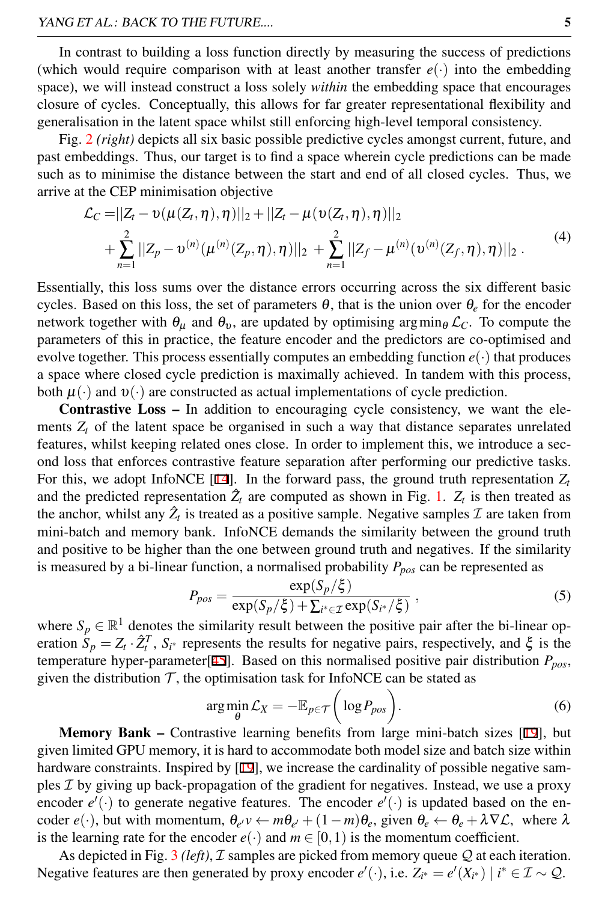In contrast to building a loss function directly by measuring the success of predictions (which would require comparison with at least another transfer $e(\cdot)$ into the embedding space), we will instead construct a loss solely *within* the embedding space that encourages closure of cycles. Conceptually, this allows for far greater representational flexibility and generalisation in the latent space whilst still enforcing high-level temporal consistency.

Fig. 2 *(right)* depicts all six basic possible predictive cycles amongst current, future, and past embeddings. Thus, our target is to find a space wherein cycle predictions can be made such as to minimise the distance between the start and end of all closed cycles. Thus, we arrive at the CEP minimisation objective

$$
\begin{aligned}
\mathcal{L}_C =& ||Z_t - \upsilon(\mu(Z_t,\eta),\eta)||_2 + ||Z_t - \mu(\upsilon(Z_t,\eta),\eta)||_2 \\
&+ \sum_{n=1}^{2} ||Z_p - \upsilon^{(n)}(\mu^{(n)}(Z_p,\eta),\eta)||_2 + \sum_{n=1}^{2} ||Z_f - \mu^{(n)}(\upsilon^{(n)}(Z_f,\eta),\eta)||_2 \,.
\end{aligned}
\tag{4}
$$

Essentially, this loss sums over the distance errors occurring across the six different basic cycles. Based on this loss, the set of parameters $\theta$, that is the union over $\theta_e$ for the encoder network together with $\theta_\mu$ and $\theta_\upsilon$, are updated by optimising $\arg\min_\theta \mathcal{L}_C$. To compute the parameters of this in practice, the feature encoder and the predictors are co-optimised and evolve together. This process essentially computes an embedding function $e(\cdot)$ that produces a space where closed cycle prediction is maximally achieved. In tandem with this process, both $\mu(\cdot)$ and $\upsilon(\cdot)$ are constructed as actual implementations of cycle prediction.

**Contrastive Loss –** In addition to encouraging cycle consistency, we want the elements $Z_t$ of the latent space be organised in such a way that distance separates unrelated features, whilst keeping related ones close. In order to implement this, we introduce a second loss that enforces contrastive feature separation after performing our predictive tasks. For this, we adopt InfoNCE [14]. In the forward pass, the ground truth representation $Z_t$ and the predicted representation $\hat{Z}_t$ are computed as shown in Fig. 1. $Z_t$ is then treated as the anchor, whilst any $\hat{Z}_t$ is treated as a positive sample. Negative samples $\mathcal{I}$ are taken from mini-batch and memory bank. InfoNCE demands the similarity between the ground truth and positive to be higher than the one between ground truth and negatives. If the similarity is measured by a bi-linear function, a normalised probability $P_{pos}$ can be represented as

$$
P_{pos} = \frac{\exp(S_p/\xi)}{\exp(S_p/\xi) + \sum_{i^* \in \mathcal{I}} \exp(S_{i^*}/\xi)} \,, \tag{5}
$$

where $S_p \in \mathbb{R}^1$ denotes the similarity result between the positive pair after the bi-linear operation $S_p = Z_t \cdot \hat{Z}_t^T$, $S_{i^*}$ represents the results for negative pairs, respectively, and $\xi$ is the temperature hyper-parameter[45]. Based on this normalised positive pair distribution $P_{pos}$, given the distribution $\mathcal{T}$, the optimisation task for InfoNCE can be stated as

$$
\arg\min_\theta \mathcal{L}_X = -\mathbb{E}_{p \in \mathcal{T}} \bigg( \log P_{pos} \bigg). \tag{6}
$$

**Memory Bank –** Contrastive learning benefits from large mini-batch sizes [19], but given limited GPU memory, it is hard to accommodate both model size and batch size within hardware constraints. Inspired by [19], we increase the cardinality of possible negative samples $\mathcal{I}$ by giving up back-propagation of the gradient for negatives. Instead, we use a proxy encoder $e'(\cdot)$ to generate negative features. The encoder $e'(\cdot)$ is updated based on the encoder $e(\cdot)$, but with momentum, $\theta_{e'} v \leftarrow m\theta_{e'} + (1-m)\theta_e$, given $\theta_e \leftarrow \theta_e + \lambda \nabla \mathcal{L}$, where $\lambda$ is the learning rate for the encoder $e(\cdot)$ and $m \in [0,1)$ is the momentum coefficient.

As depicted in Fig. 3 *(left)*, $\mathcal{I}$ samples are picked from memory queue $\mathcal{Q}$ at each iteration. Negative features are then generated by proxy encoder $e'(\cdot)$, i.e. $Z_{i^*} = e'(X_{i^*}) \mid i^* \in \mathcal{I} \sim \mathcal{Q}$.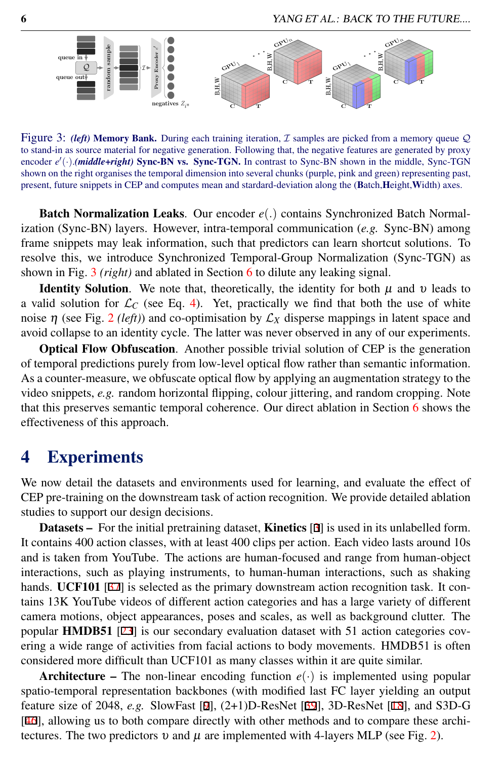Figure 3: ***(left)* Memory Bank.** During each training iteration, $\mathcal{I}$ samples are picked from a memory queue $\mathcal{Q}$ to stand-in as source material for negative generation. Following that, the negative features are generated by proxy encoder $e'(\cdot)$.***(middle+right)* Sync-BN vs. Sync-TGN.** In contrast to Sync-BN shown in the middle, Sync-TGN shown on the right organises the temporal dimension into several chunks (purple, pink and green) representing past, present, future snippets in CEP and computes mean and standard-deviation along the (**B**atch,**H**eight,**W**idth) axes.

**Batch Normalization Leaks**. Our encoder $e(.)$ contains Synchronized Batch Normalization (Sync-BN) layers. However, intra-temporal communication (*e.g.* Sync-BN) among frame snippets may leak information, such that predictors can learn shortcut solutions. To resolve this, we introduce Synchronized Temporal-Group Normalization (Sync-TGN) as shown in Fig. 3 *(right)* and ablated in Section 6 to dilute any leaking signal.

**Identity Solution**. We note that, theoretically, the identity for both $\mu$ and $\upsilon$ leads to a valid solution for $\mathcal{L}_C$ (see Eq. 4). Yet, practically we find that both the use of white noise $\eta$ (see Fig. 2 *(left)*) and co-optimisation by $\mathcal{L}_X$ disperse mappings in latent space and avoid collapse to an identity cycle. The latter was never observed in any of our experiments.

**Optical Flow Obfuscation**. Another possible trivial solution of CEP is the generation of temporal predictions purely from low-level optical flow rather than semantic information. As a counter-measure, we obfuscate optical flow by applying an augmentation strategy to the video snippets, *e.g.* random horizontal flipping, colour jittering, and random cropping. Note that this preserves semantic temporal coherence. Our direct ablation in Section 6 shows the effectiveness of this approach.

# 4 Experiments

We now detail the datasets and environments used for learning, and evaluate the effect of CEP pre-training on the downstream task of action recognition. We provide detailed ablation studies to support our design decisions.

**Datasets –** For the initial pretraining dataset, **Kinetics** [3] is used in its unlabelled form. It contains 400 action classes, with at least 400 clips per action. Each video lasts around 10s and is taken from YouTube. The actions are human-focused and range from human-object interactions, such as playing instruments, to human-human interactions, such as shaking hands. **UCF101** [37] is selected as the primary downstream action recognition task. It contains 13K YouTube videos of different action categories and has a large variety of different camera motions, object appearances, poses and scales, as well as background clutter. The popular **HMDB51** [23] is our secondary evaluation dataset with 51 action categories covering a wide range of activities from facial actions to body movements. HMDB51 is often considered more difficult than UCF101 as many classes within it are quite similar.

**Architecture –** The non-linear encoding function $e(\cdot)$ is implemented using popular spatio-temporal representation backbones (with modified last FC layer yielding an output feature size of 2048, *e.g.* SlowFast [9], (2+1)D-ResNet [39], 3D-ResNet [18], and S3D-G [46], allowing us to both compare directly with other methods and to compare these architectures. The two predictors $\upsilon$ and $\mu$ are implemented with 4-layers MLP (see Fig. 2).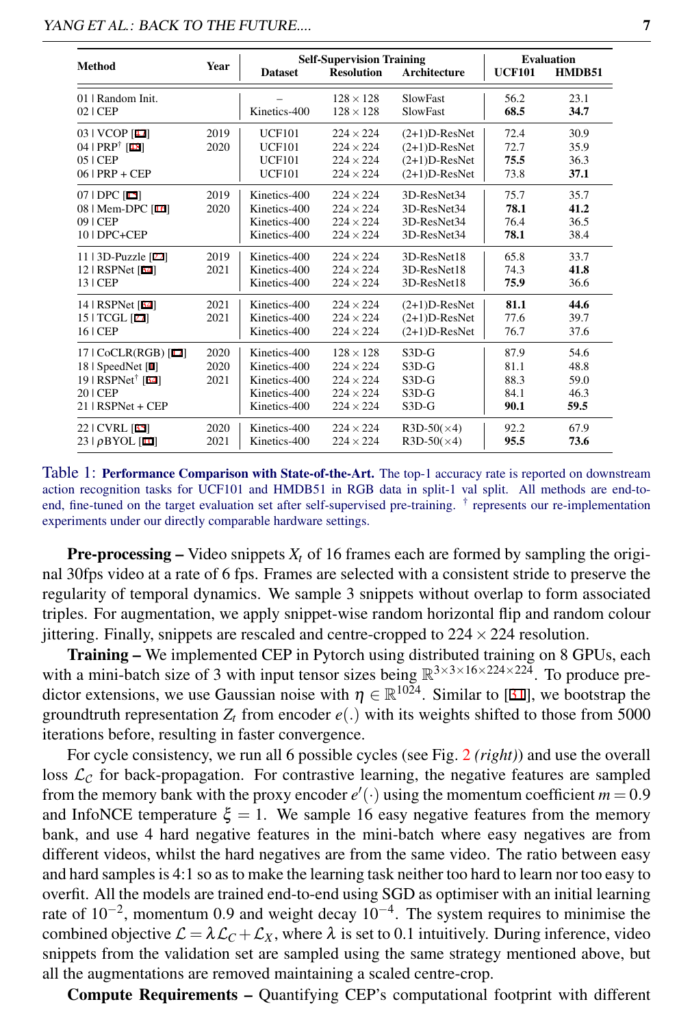| Method | Year | Self-Supervision Training | | | Evaluation | |
|---|---|---|---|---|---|---|
| | | Dataset | Resolution | Architecture | UCF101 | HMDB51 |
| 01 \| Random Init. | | – | 128 × 128 | SlowFast | 56.2 | 23.1 |
| 02 \| CEP | | Kinetics-400 | 128 × 128 | SlowFast | **68.5** | **34.7** |
| 03 \| VCOP [48] | 2019 | UCF101 | 224 × 224 | (2+1)D-ResNet | 72.4 | 30.9 |
| 04 \| PRP† [53] | 2020 | UCF101 | 224 × 224 | (2+1)D-ResNet | 72.7 | 35.9 |
| 05 \| CEP | | UCF101 | 224 × 224 | (2+1)D-ResNet | **75.5** | 36.3 |
| 06 \| PRP + CEP | | UCF101 | 224 × 224 | (2+1)D-ResNet | 73.8 | **37.1** |
| 07 \| DPC [15] | 2019 | Kinetics-400 | 224 × 224 | 3D-ResNet34 | 75.7 | 35.7 |
| 08 \| Mem-DPC [16] | 2020 | Kinetics-400 | 224 × 224 | 3D-ResNet34 | **78.1** | **41.2** |
| 09 \| CEP | | Kinetics-400 | 224 × 224 | 3D-ResNet34 | 76.4 | 36.5 |
| 10 \| DPC+CEP | | Kinetics-400 | 224 × 224 | 3D-ResNet34 | **78.1** | 38.4 |
| 11 \| 3D-Puzzle [22] | 2019 | Kinetics-400 | 224 × 224 | 3D-ResNet18 | 65.8 | 33.7 |
| 12 \| RSPNet [34] | 2021 | Kinetics-400 | 224 × 224 | 3D-ResNet18 | 74.3 | **41.8** |
| 13 \| CEP | | Kinetics-400 | 224 × 224 | 3D-ResNet18 | **75.9** | 36.6 |
| 14 \| RSPNet [34] | 2021 | Kinetics-400 | 224 × 224 | (2+1)D-ResNet | **81.1** | **44.6** |
| 15 \| TCGL [27] | 2021 | Kinetics-400 | 224 × 224 | (2+1)D-ResNet | 77.6 | 39.7 |
| 16 \| CEP | | Kinetics-400 | 224 × 224 | (2+1)D-ResNet | 76.7 | 37.6 |
| 17 \| CoCLR(RGB) [17] | 2020 | Kinetics-400 | 128 × 128 | S3D-G | 87.9 | 54.6 |
| 18 \| SpeedNet [1] | 2020 | Kinetics-400 | 224 × 224 | S3D-G | 81.1 | 48.8 |
| 19 \| RSPNet† [34] | 2021 | Kinetics-400 | 224 × 224 | S3D-G | 88.3 | 59.0 |
| 20 \| CEP | | Kinetics-400 | 224 × 224 | S3D-G | 84.1 | 46.3 |
| 21 \| RSPNet + CEP | | Kinetics-400 | 224 × 224 | S3D-G | **90.1** | **59.5** |
| 22 \| CVRL [35] | 2020 | Kinetics-400 | 224 × 224 | R3D-50(×4) | 92.2 | 67.9 |
| 23 \| ρBYOL [11] | 2021 | Kinetics-400 | 224 × 224 | R3D-50(×4) | **95.5** | **73.6** |

Table 1: **Performance Comparison with State-of-the-Art.** The top-1 accuracy rate is reported on downstream action recognition tasks for UCF101 and HMDB51 in RGB data in split-1 val split. All methods are end-to-end, fine-tuned on the target evaluation set after self-supervised pre-training. † represents our re-implementation experiments under our directly comparable hardware settings.

**Pre-processing –** Video snippets $X_t$ of 16 frames each are formed by sampling the original 30fps video at a rate of 6 fps. Frames are selected with a consistent stride to preserve the regularity of temporal dynamics. We sample 3 snippets without overlap to form associated triples. For augmentation, we apply snippet-wise random horizontal flip and random colour jittering. Finally, snippets are rescaled and centre-cropped to $224 \times 224$ resolution.

**Training –** We implemented CEP in Pytorch using distributed training on 8 GPUs, each with a mini-batch size of 3 with input tensor sizes being $\mathbb{R}^{3\times3\times16\times224\times224}$. To produce predictor extensions, we use Gaussian noise with $\eta \in \mathbb{R}^{1024}$. Similar to [31], we bootstrap the groundtruth representation $Z_t$ from encoder $e(.)$ with its weights shifted to those from 5000 iterations before, resulting in faster convergence.

For cycle consistency, we run all 6 possible cycles (see Fig. 2 *(right)*) and use the overall loss $\mathcal{L}_C$ for back-propagation. For contrastive learning, the negative features are sampled from the memory bank with the proxy encoder $e'(\cdot)$ using the momentum coefficient $m = 0.9$ and InfoNCE temperature $\xi = 1$. We sample 16 easy negative features from the memory bank, and use 4 hard negative features in the mini-batch where easy negatives are from different videos, whilst the hard negatives are from the same video. The ratio between easy and hard samples is 4:1 so as to make the learning task neither too hard to learn nor too easy to overfit. All the models are trained end-to-end using SGD as optimiser with an initial learning rate of $10^{-2}$, momentum 0.9 and weight decay $10^{-4}$. The system requires to minimise the combined objective $\mathcal{L} = \lambda\mathcal{L}_C + \mathcal{L}_X$, where $\lambda$ is set to 0.1 intuitively. During inference, video snippets from the validation set are sampled using the same strategy mentioned above, but all the augmentations are removed maintaining a scaled centre-crop.

**Compute Requirements –** Quantifying CEP's computational footprint with different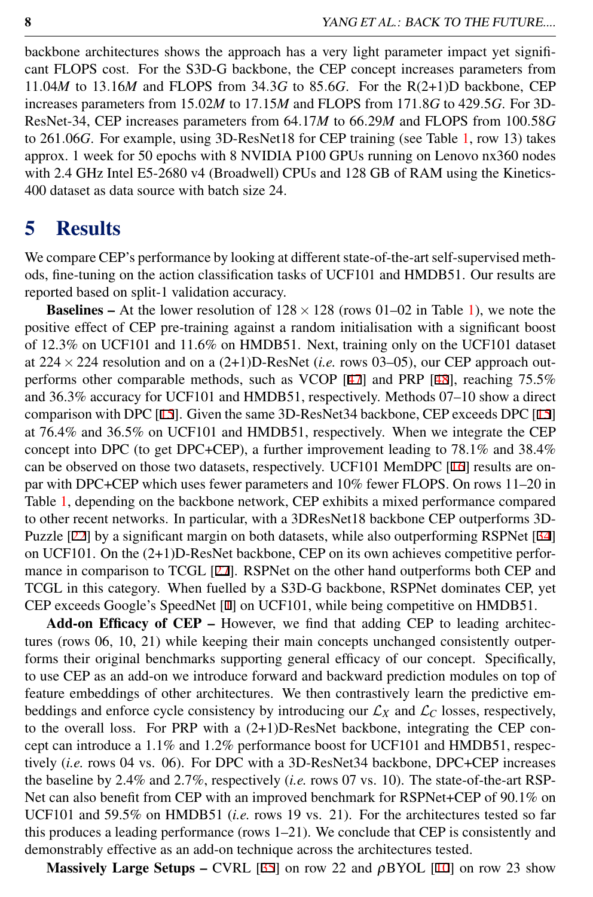backbone architectures shows the approach has a very light parameter impact yet significant FLOPS cost. For the S3D-G backbone, the CEP concept increases parameters from 11.04*M* to 13.16*M* and FLOPS from 34.3*G* to 85.6*G*. For the R(2+1)D backbone, CEP increases parameters from 15.02*M* to 17.15*M* and FLOPS from 171.8*G* to 429.5*G*. For 3D-ResNet-34, CEP increases parameters from 64.17*M* to 66.29*M* and FLOPS from 100.58*G* to 261.06*G*. For example, using 3D-ResNet18 for CEP training (see Table 1, row 13) takes approx. 1 week for 50 epochs with 8 NVIDIA P100 GPUs running on Lenovo nx360 nodes with 2.4 GHz Intel E5-2680 v4 (Broadwell) CPUs and 128 GB of RAM using the Kinetics-400 dataset as data source with batch size 24.

# 5 Results

We compare CEP's performance by looking at different state-of-the-art self-supervised methods, fine-tuning on the action classification tasks of UCF101 and HMDB51. Our results are reported based on split-1 validation accuracy.

**Baselines –** At the lower resolution of $128 \times 128$ (rows 01–02 in Table 1), we note the positive effect of CEP pre-training against a random initialisation with a significant boost of 12.3% on UCF101 and 11.6% on HMDB51. Next, training only on the UCF101 dataset at $224 \times 224$ resolution and on a (2+1)D-ResNet (*i.e.* rows 03–05), our CEP approach outperforms other comparable methods, such as VCOP [47] and PRP [48], reaching 75.5% and 36.3% accuracy for UCF101 and HMDB51, respectively. Methods 07–10 show a direct comparison with DPC [15]. Given the same 3D-ResNet34 backbone, CEP exceeds DPC [15] at 76.4% and 36.5% on UCF101 and HMDB51, respectively. When we integrate the CEP concept into DPC (to get DPC+CEP), a further improvement leading to 78.1% and 38.4% can be observed on those two datasets, respectively. UCF101 MemDPC [16] results are on-par with DPC+CEP which uses fewer parameters and 10% fewer FLOPS. On rows 11–20 in Table 1, depending on the backbone network, CEP exhibits a mixed performance compared to other recent networks. In particular, with a 3DResNet18 backbone CEP outperforms 3D-Puzzle [22] by a significant margin on both datasets, while also outperforming RSPNet [34] on UCF101. On the (2+1)D-ResNet backbone, CEP on its own achieves competitive performance in comparison to TCGL [27]. RSPNet on the other hand outperforms both CEP and TCGL in this category. When fuelled by a S3D-G backbone, RSPNet dominates CEP, yet CEP exceeds Google's SpeedNet [1] on UCF101, while being competitive on HMDB51.

**Add-on Efficacy of CEP –** However, we find that adding CEP to leading architectures (rows 06, 10, 21) while keeping their main concepts unchanged consistently outperforms their original benchmarks supporting general efficacy of our concept. Specifically, to use CEP as an add-on we introduce forward and backward prediction modules on top of feature embeddings of other architectures. We then contrastively learn the predictive embeddings and enforce cycle consistency by introducing our $\mathcal{L}_X$ and $\mathcal{L}_C$ losses, respectively, to the overall loss. For PRP with a (2+1)D-ResNet backbone, integrating the CEP concept can introduce a 1.1% and 1.2% performance boost for UCF101 and HMDB51, respectively (*i.e.* rows 04 vs. 06). For DPC with a 3D-ResNet34 backbone, DPC+CEP increases the baseline by 2.4% and 2.7%, respectively (*i.e.* rows 07 vs. 10). The state-of-the-art RSPNet can also benefit from CEP with an improved benchmark for RSPNet+CEP of 90.1% on UCF101 and 59.5% on HMDB51 (*i.e.* rows 19 vs. 21). For the architectures tested so far this produces a leading performance (rows 1–21). We conclude that CEP is consistently and demonstrably effective as an add-on technique across the architectures tested.

**Massively Large Setups –** CVRL [35] on row 22 and $\rho$BYOL [11] on row 23 show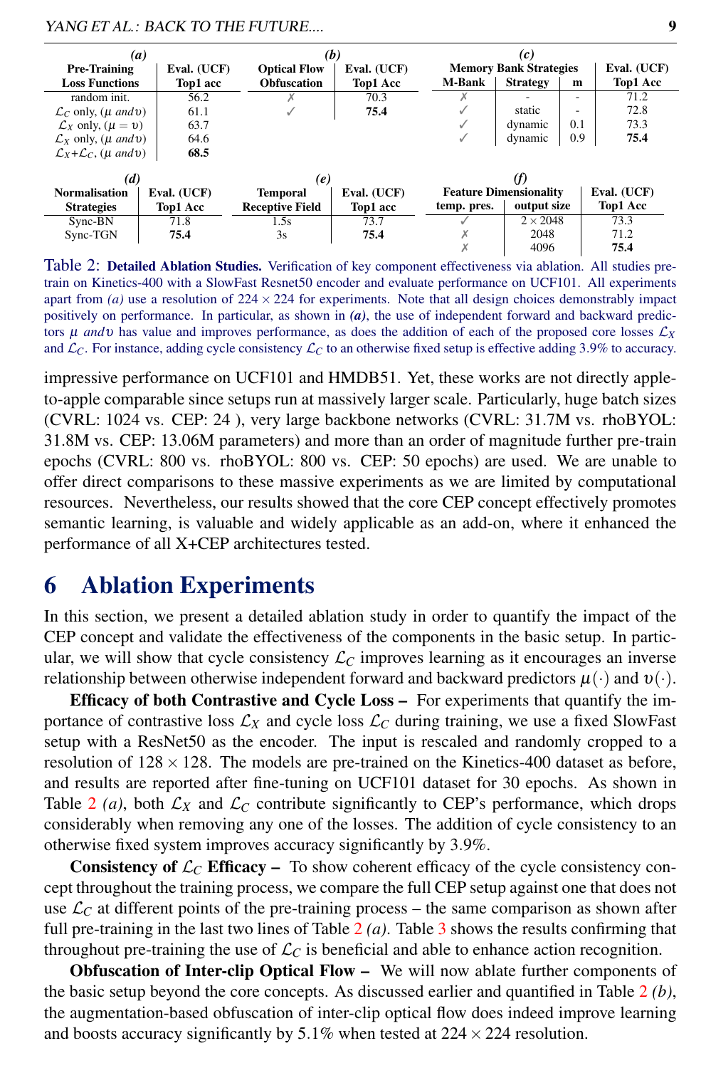**(a)**

| Pre-Training Loss Functions | Eval. (UCF) Top1 acc |
|---|---|
| random init. | 56.2 |
| $\mathcal{L}_C$ only, ($\mu$ *and* $\upsilon$) | 61.1 |
| $\mathcal{L}_X$ only, ($\mu = \upsilon$) | 63.7 |
| $\mathcal{L}_X$ only, ($\mu$ *and* $\upsilon$) | 64.6 |
| $\mathcal{L}_X$+$\mathcal{L}_C$, ($\mu$ *and* $\upsilon$) | **68.5** |

**(b)**

| Optical Flow Obfuscation | Eval. (UCF) Top1 Acc |
|---|---|
| ✗ | 70.3 |
| ✓ | **75.4** |

**(c)**

| M-Bank | Strategy | m | Eval. (UCF) Top1 Acc |
|---|---|---|---|
| ✗ | - | - | 71.2 |
| ✓ | static | - | 72.8 |
| ✓ | dynamic | 0.1 | 73.3 |
| ✓ | dynamic | 0.9 | **75.4** |

**(d)**

| Normalisation Strategies | Eval. (UCF) Top1 Acc |
|---|---|
| Sync-BN | 71.8 |
| Sync-TGN | **75.4** |

**(e)**

| Temporal Receptive Field | Eval. (UCF) Top1 acc |
|---|---|
| 1.5s | 73.7 |
| 3s | **75.4** |

**(f)**

| temp. pres. | output size | Eval. (UCF) Top1 Acc |
|---|---|---|
| ✓ | $2 \times 2048$ | 73.3 |
| ✗ | 2048 | 71.2 |
| ✗ | 4096 | **75.4** |

Table 2: **Detailed Ablation Studies.** Verification of key component effectiveness via ablation. All studies pre-train on Kinetics-400 with a SlowFast Resnet50 encoder and evaluate performance on UCF101. All experiments apart from *(a)* use a resolution of $224 \times 224$ for experiments. Note that all design choices demonstrably impact positively on performance. In particular, as shown in ***(a)***, the use of independent forward and backward predictors $\mu$ *and* $\upsilon$ has value and improves performance, as does the addition of each of the proposed core losses $\mathcal{L}_X$ and $\mathcal{L}_C$. For instance, adding cycle consistency $\mathcal{L}_C$ to an otherwise fixed setup is effective adding 3.9% to accuracy.

impressive performance on UCF101 and HMDB51. Yet, these works are not directly apple-to-apple comparable since setups run at massively larger scale. Particularly, huge batch sizes (CVRL: 1024 vs. CEP: 24 ), very large backbone networks (CVRL: 31.7M vs. rhoBYOL: 31.8M vs. CEP: 13.06M parameters) and more than an order of magnitude further pre-train epochs (CVRL: 800 vs. rhoBYOL: 800 vs. CEP: 50 epochs) are used. We are unable to offer direct comparisons to these massive experiments as we are limited by computational resources. Nevertheless, our results showed that the core CEP concept effectively promotes semantic learning, is valuable and widely applicable as an add-on, where it enhanced the performance of all X+CEP architectures tested.

# 6 Ablation Experiments

In this section, we present a detailed ablation study in order to quantify the impact of the CEP concept and validate the effectiveness of the components in the basic setup. In particular, we will show that cycle consistency $\mathcal{L}_C$ improves learning as it encourages an inverse relationship between otherwise independent forward and backward predictors $\mu(\cdot)$ and $\upsilon(\cdot)$.

**Efficacy of both Contrastive and Cycle Loss –** For experiments that quantify the importance of contrastive loss $\mathcal{L}_X$ and cycle loss $\mathcal{L}_C$ during training, we use a fixed SlowFast setup with a ResNet50 as the encoder. The input is rescaled and randomly cropped to a resolution of $128 \times 128$. The models are pre-trained on the Kinetics-400 dataset as before, and results are reported after fine-tuning on UCF101 dataset for 30 epochs. As shown in Table 2 *(a)*, both $\mathcal{L}_X$ and $\mathcal{L}_C$ contribute significantly to CEP's performance, which drops considerably when removing any one of the losses. The addition of cycle consistency to an otherwise fixed system improves accuracy significantly by 3.9%.

**Consistency of $\mathcal{L}_C$ Efficacy –** To show coherent efficacy of the cycle consistency concept throughout the training process, we compare the full CEP setup against one that does not use $\mathcal{L}_C$ at different points of the pre-training process – the same comparison as shown after full pre-training in the last two lines of Table 2 *(a)*. Table 3 shows the results confirming that throughout pre-training the use of $\mathcal{L}_C$ is beneficial and able to enhance action recognition.

**Obfuscation of Inter-clip Optical Flow –** We will now ablate further components of the basic setup beyond the core concepts. As discussed earlier and quantified in Table 2 *(b)*, the augmentation-based obfuscation of inter-clip optical flow does indeed improve learning and boosts accuracy significantly by 5.1% when tested at $224 \times 224$ resolution.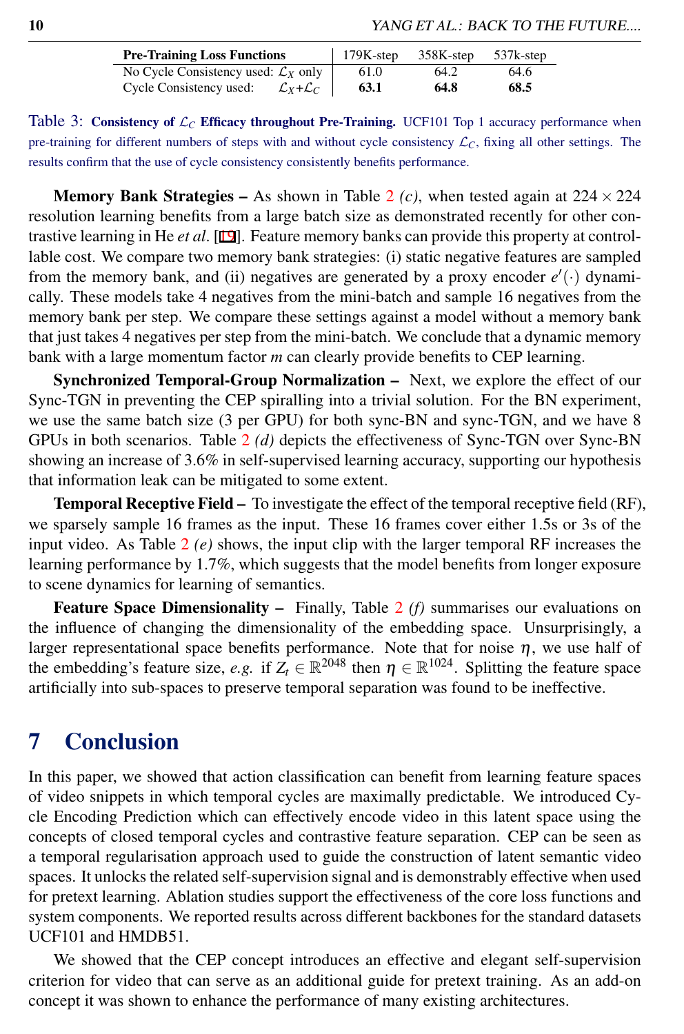| Pre-Training Loss Functions | 179K-step | 358K-step | 537k-step |
|---|---|---|---|
| No Cycle Consistency used: $\mathcal{L}_X$ only | 61.0 | 64.2 | 64.6 |
| Cycle Consistency used: $\mathcal{L}_X$+$\mathcal{L}_C$ | **63.1** | **64.8** | **68.5** |

Table 3: **Consistency of $\mathcal{L}_C$ Efficacy throughout Pre-Training.** UCF101 Top 1 accuracy performance when pre-training for different numbers of steps with and without cycle consistency $\mathcal{L}_C$, fixing all other settings. The results confirm that the use of cycle consistency consistently benefits performance.

**Memory Bank Strategies –** As shown in Table 2 *(c)*, when tested again at $224 \times 224$ resolution learning benefits from a large batch size as demonstrated recently for other contrastive learning in He *et al*. [19]. Feature memory banks can provide this property at controllable cost. We compare two memory bank strategies: (i) static negative features are sampled from the memory bank, and (ii) negatives are generated by a proxy encoder $e'(\cdot)$ dynamically. These models take 4 negatives from the mini-batch and sample 16 negatives from the memory bank per step. We compare these settings against a model without a memory bank that just takes 4 negatives per step from the mini-batch. We conclude that a dynamic memory bank with a large momentum factor $m$ can clearly provide benefits to CEP learning.

**Synchronized Temporal-Group Normalization –** Next, we explore the effect of our Sync-TGN in preventing the CEP spiralling into a trivial solution. For the BN experiment, we use the same batch size (3 per GPU) for both sync-BN and sync-TGN, and we have 8 GPUs in both scenarios. Table 2 *(d)* depicts the effectiveness of Sync-TGN over Sync-BN showing an increase of 3.6% in self-supervised learning accuracy, supporting our hypothesis that information leak can be mitigated to some extent.

**Temporal Receptive Field –** To investigate the effect of the temporal receptive field (RF), we sparsely sample 16 frames as the input. These 16 frames cover either 1.5s or 3s of the input video. As Table 2 *(e)* shows, the input clip with the larger temporal RF increases the learning performance by 1.7%, which suggests that the model benefits from longer exposure to scene dynamics for learning of semantics.

**Feature Space Dimensionality –** Finally, Table 2 *(f)* summarises our evaluations on the influence of changing the dimensionality of the embedding space. Unsurprisingly, a larger representational space benefits performance. Note that for noise $\eta$, we use half of the embedding's feature size, *e.g.* if $Z_t \in \mathbb{R}^{2048}$ then $\eta \in \mathbb{R}^{1024}$. Splitting the feature space artificially into sub-spaces to preserve temporal separation was found to be ineffective.

# 7 Conclusion

In this paper, we showed that action classification can benefit from learning feature spaces of video snippets in which temporal cycles are maximally predictable. We introduced Cycle Encoding Prediction which can effectively encode video in this latent space using the concepts of closed temporal cycles and contrastive feature separation. CEP can be seen as a temporal regularisation approach used to guide the construction of latent semantic video spaces. It unlocks the related self-supervision signal and is demonstrably effective when used for pretext learning. Ablation studies support the effectiveness of the core loss functions and system components. We reported results across different backbones for the standard datasets UCF101 and HMDB51.

We showed that the CEP concept introduces an effective and elegant self-supervision criterion for video that can serve as an additional guide for pretext training. As an add-on concept it was shown to enhance the performance of many existing architectures.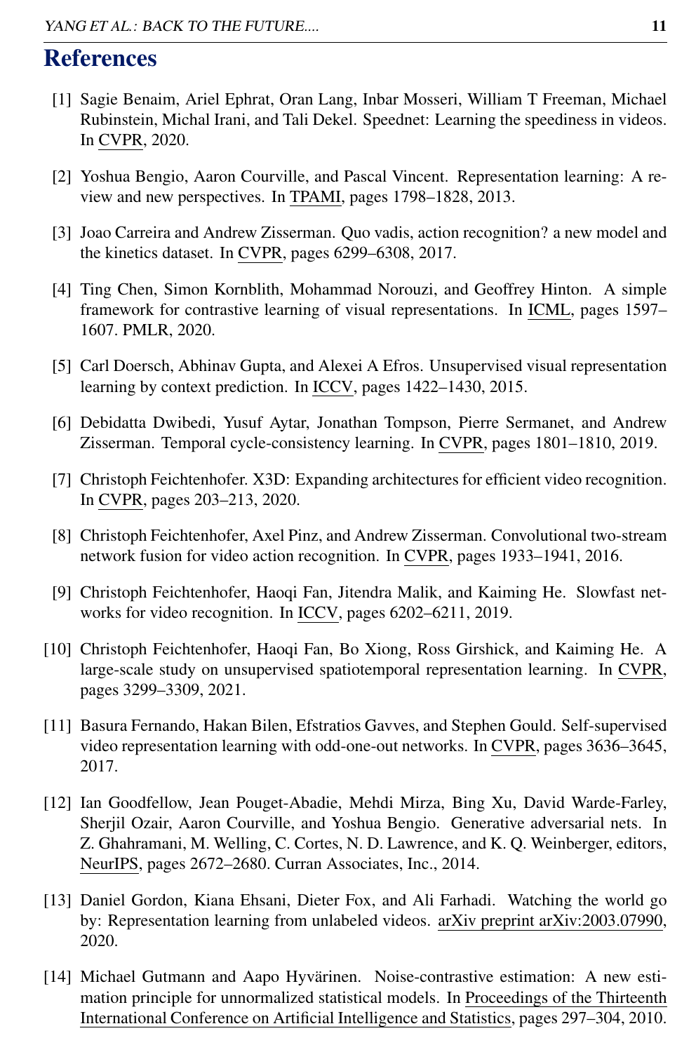# References

[1] Sagie Benaim, Ariel Ephrat, Oran Lang, Inbar Mosseri, William T Freeman, Michael Rubinstein, Michal Irani, and Tali Dekel. Speednet: Learning the speediness in videos. In CVPR, 2020.

[2] Yoshua Bengio, Aaron Courville, and Pascal Vincent. Representation learning: A review and new perspectives. In TPAMI, pages 1798–1828, 2013.

[3] Joao Carreira and Andrew Zisserman. Quo vadis, action recognition? a new model and the kinetics dataset. In CVPR, pages 6299–6308, 2017.

[4] Ting Chen, Simon Kornblith, Mohammad Norouzi, and Geoffrey Hinton. A simple framework for contrastive learning of visual representations. In ICML, pages 1597–1607. PMLR, 2020.

[5] Carl Doersch, Abhinav Gupta, and Alexei A Efros. Unsupervised visual representation learning by context prediction. In ICCV, pages 1422–1430, 2015.

[6] Debidatta Dwibedi, Yusuf Aytar, Jonathan Tompson, Pierre Sermanet, and Andrew Zisserman. Temporal cycle-consistency learning. In CVPR, pages 1801–1810, 2019.

[7] Christoph Feichtenhofer. X3D: Expanding architectures for efficient video recognition. In CVPR, pages 203–213, 2020.

[8] Christoph Feichtenhofer, Axel Pinz, and Andrew Zisserman. Convolutional two-stream network fusion for video action recognition. In CVPR, pages 1933–1941, 2016.

[9] Christoph Feichtenhofer, Haoqi Fan, Jitendra Malik, and Kaiming He. Slowfast networks for video recognition. In ICCV, pages 6202–6211, 2019.

[10] Christoph Feichtenhofer, Haoqi Fan, Bo Xiong, Ross Girshick, and Kaiming He. A large-scale study on unsupervised spatiotemporal representation learning. In CVPR, pages 3299–3309, 2021.

[11] Basura Fernando, Hakan Bilen, Efstratios Gavves, and Stephen Gould. Self-supervised video representation learning with odd-one-out networks. In CVPR, pages 3636–3645, 2017.

[12] Ian Goodfellow, Jean Pouget-Abadie, Mehdi Mirza, Bing Xu, David Warde-Farley, Sherjil Ozair, Aaron Courville, and Yoshua Bengio. Generative adversarial nets. In Z. Ghahramani, M. Welling, C. Cortes, N. D. Lawrence, and K. Q. Weinberger, editors, NeurIPS, pages 2672–2680. Curran Associates, Inc., 2014.

[13] Daniel Gordon, Kiana Ehsani, Dieter Fox, and Ali Farhadi. Watching the world go by: Representation learning from unlabeled videos. arXiv preprint arXiv:2003.07990, 2020.

[14] Michael Gutmann and Aapo Hyvärinen. Noise-contrastive estimation: A new estimation principle for unnormalized statistical models. In Proceedings of the Thirteenth International Conference on Artificial Intelligence and Statistics, pages 297–304, 2010.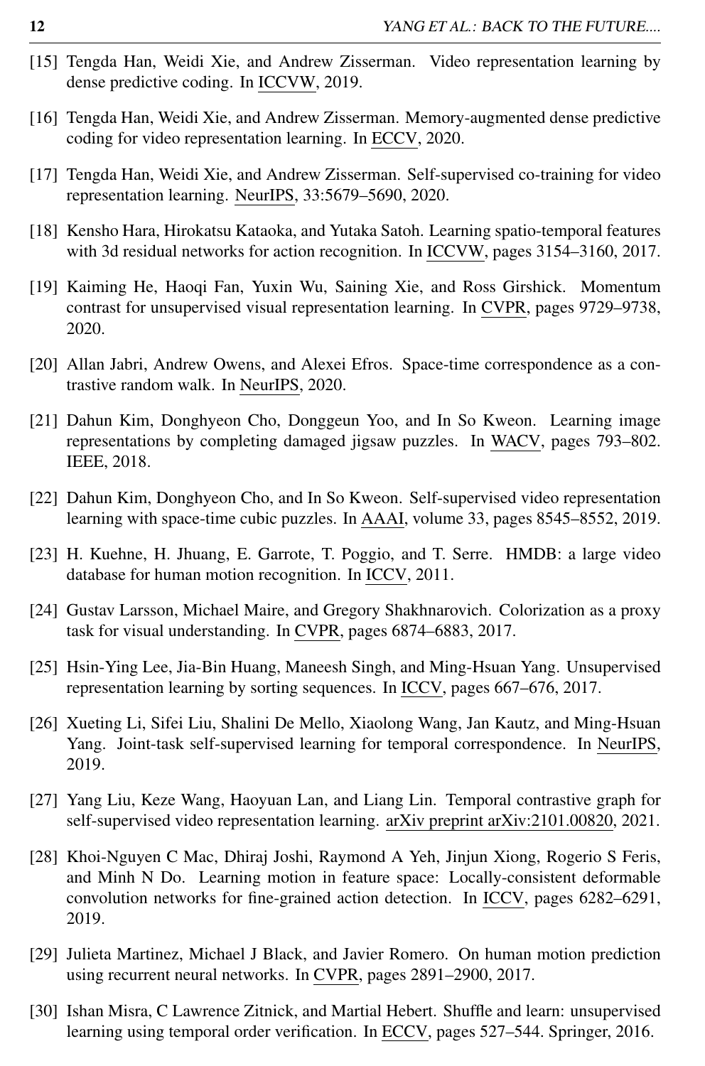[15] Tengda Han, Weidi Xie, and Andrew Zisserman. Video representation learning by dense predictive coding. In ICCVW, 2019.

[16] Tengda Han, Weidi Xie, and Andrew Zisserman. Memory-augmented dense predictive coding for video representation learning. In ECCV, 2020.

[17] Tengda Han, Weidi Xie, and Andrew Zisserman. Self-supervised co-training for video representation learning. NeurIPS, 33:5679–5690, 2020.

[18] Kensho Hara, Hirokatsu Kataoka, and Yutaka Satoh. Learning spatio-temporal features with 3d residual networks for action recognition. In ICCVW, pages 3154–3160, 2017.

[19] Kaiming He, Haoqi Fan, Yuxin Wu, Saining Xie, and Ross Girshick. Momentum contrast for unsupervised visual representation learning. In CVPR, pages 9729–9738, 2020.

[20] Allan Jabri, Andrew Owens, and Alexei Efros. Space-time correspondence as a contrastive random walk. In NeurIPS, 2020.

[21] Dahun Kim, Donghyeon Cho, Donggeun Yoo, and In So Kweon. Learning image representations by completing damaged jigsaw puzzles. In WACV, pages 793–802. IEEE, 2018.

[22] Dahun Kim, Donghyeon Cho, and In So Kweon. Self-supervised video representation learning with space-time cubic puzzles. In AAAI, volume 33, pages 8545–8552, 2019.

[23] H. Kuehne, H. Jhuang, E. Garrote, T. Poggio, and T. Serre. HMDB: a large video database for human motion recognition. In ICCV, 2011.

[24] Gustav Larsson, Michael Maire, and Gregory Shakhnarovich. Colorization as a proxy task for visual understanding. In CVPR, pages 6874–6883, 2017.

[25] Hsin-Ying Lee, Jia-Bin Huang, Maneesh Singh, and Ming-Hsuan Yang. Unsupervised representation learning by sorting sequences. In ICCV, pages 667–676, 2017.

[26] Xueting Li, Sifei Liu, Shalini De Mello, Xiaolong Wang, Jan Kautz, and Ming-Hsuan Yang. Joint-task self-supervised learning for temporal correspondence. In NeurIPS, 2019.

[27] Yang Liu, Keze Wang, Haoyuan Lan, and Liang Lin. Temporal contrastive graph for self-supervised video representation learning. arXiv preprint arXiv:2101.00820, 2021.

[28] Khoi-Nguyen C Mac, Dhiraj Joshi, Raymond A Yeh, Jinjun Xiong, Rogerio S Feris, and Minh N Do. Learning motion in feature space: Locally-consistent deformable convolution networks for fine-grained action detection. In ICCV, pages 6282–6291, 2019.

[29] Julieta Martinez, Michael J Black, and Javier Romero. On human motion prediction using recurrent neural networks. In CVPR, pages 2891–2900, 2017.

[30] Ishan Misra, C Lawrence Zitnick, and Martial Hebert. Shuffle and learn: unsupervised learning using temporal order verification. In ECCV, pages 527–544. Springer, 2016.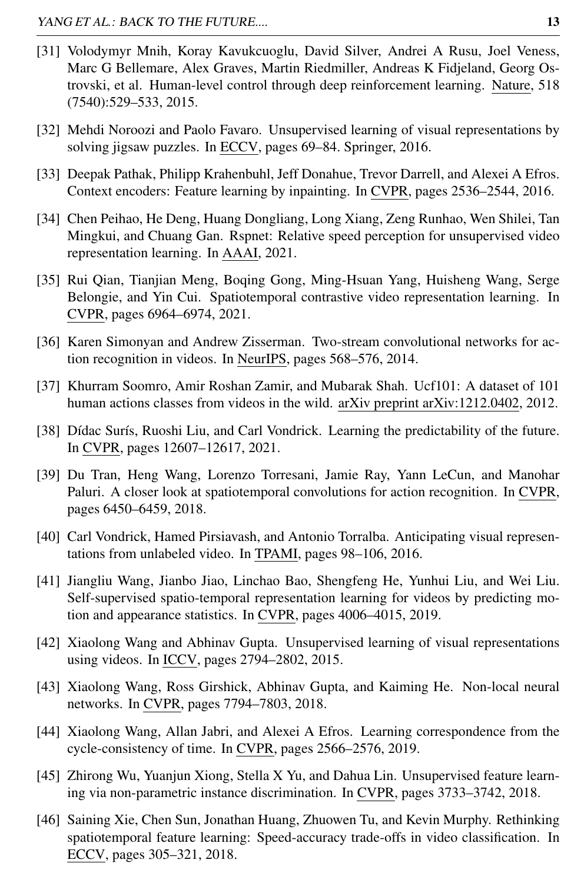[31] Volodymyr Mnih, Koray Kavukcuoglu, David Silver, Andrei A Rusu, Joel Veness, Marc G Bellemare, Alex Graves, Martin Riedmiller, Andreas K Fidjeland, Georg Ostrovski, et al. Human-level control through deep reinforcement learning. Nature, 518 (7540):529–533, 2015.

[32] Mehdi Noroozi and Paolo Favaro. Unsupervised learning of visual representations by solving jigsaw puzzles. In ECCV, pages 69–84. Springer, 2016.

[33] Deepak Pathak, Philipp Krahenbuhl, Jeff Donahue, Trevor Darrell, and Alexei A Efros. Context encoders: Feature learning by inpainting. In CVPR, pages 2536–2544, 2016.

[34] Chen Peihao, He Deng, Huang Dongliang, Long Xiang, Zeng Runhao, Wen Shilei, Tan Mingkui, and Chuang Gan. Rspnet: Relative speed perception for unsupervised video representation learning. In AAAI, 2021.

[35] Rui Qian, Tianjian Meng, Boqing Gong, Ming-Hsuan Yang, Huisheng Wang, Serge Belongie, and Yin Cui. Spatiotemporal contrastive video representation learning. In CVPR, pages 6964–6974, 2021.

[36] Karen Simonyan and Andrew Zisserman. Two-stream convolutional networks for action recognition in videos. In NeurIPS, pages 568–576, 2014.

[37] Khurram Soomro, Amir Roshan Zamir, and Mubarak Shah. Ucf101: A dataset of 101 human actions classes from videos in the wild. arXiv preprint arXiv:1212.0402, 2012.

[38] Dídac Surís, Ruoshi Liu, and Carl Vondrick. Learning the predictability of the future. In CVPR, pages 12607–12617, 2021.

[39] Du Tran, Heng Wang, Lorenzo Torresani, Jamie Ray, Yann LeCun, and Manohar Paluri. A closer look at spatiotemporal convolutions for action recognition. In CVPR, pages 6450–6459, 2018.

[40] Carl Vondrick, Hamed Pirsiavash, and Antonio Torralba. Anticipating visual representations from unlabeled video. In TPAMI, pages 98–106, 2016.

[41] Jiangliu Wang, Jianbo Jiao, Linchao Bao, Shengfeng He, Yunhui Liu, and Wei Liu. Self-supervised spatio-temporal representation learning for videos by predicting motion and appearance statistics. In CVPR, pages 4006–4015, 2019.

[42] Xiaolong Wang and Abhinav Gupta. Unsupervised learning of visual representations using videos. In ICCV, pages 2794–2802, 2015.

[43] Xiaolong Wang, Ross Girshick, Abhinav Gupta, and Kaiming He. Non-local neural networks. In CVPR, pages 7794–7803, 2018.

[44] Xiaolong Wang, Allan Jabri, and Alexei A Efros. Learning correspondence from the cycle-consistency of time. In CVPR, pages 2566–2576, 2019.

[45] Zhirong Wu, Yuanjun Xiong, Stella X Yu, and Dahua Lin. Unsupervised feature learning via non-parametric instance discrimination. In CVPR, pages 3733–3742, 2018.

[46] Saining Xie, Chen Sun, Jonathan Huang, Zhuowen Tu, and Kevin Murphy. Rethinking spatiotemporal feature learning: Speed-accuracy trade-offs in video classification. In ECCV, pages 305–321, 2018.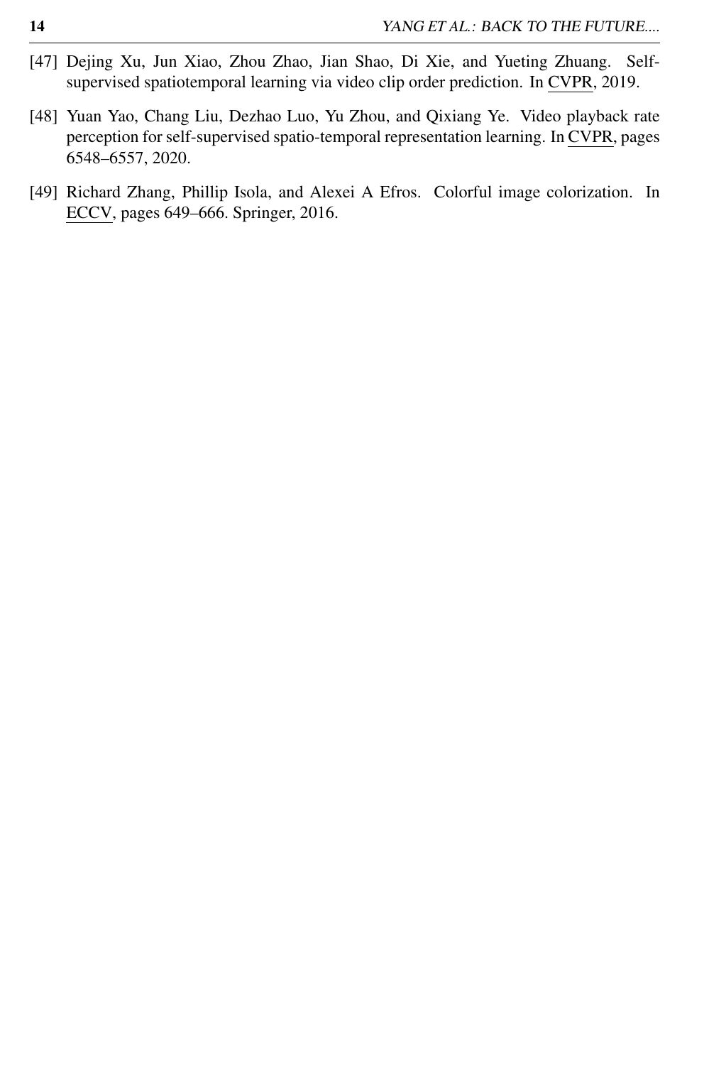[47] Dejing Xu, Jun Xiao, Zhou Zhao, Jian Shao, Di Xie, and Yueting Zhuang. Self-supervised spatiotemporal learning via video clip order prediction. In CVPR, 2019.

[48] Yuan Yao, Chang Liu, Dezhao Luo, Yu Zhou, and Qixiang Ye. Video playback rate perception for self-supervised spatio-temporal representation learning. In CVPR, pages 6548–6557, 2020.

[49] Richard Zhang, Phillip Isola, and Alexei A Efros. Colorful image colorization. In ECCV, pages 649–666. Springer, 2016.